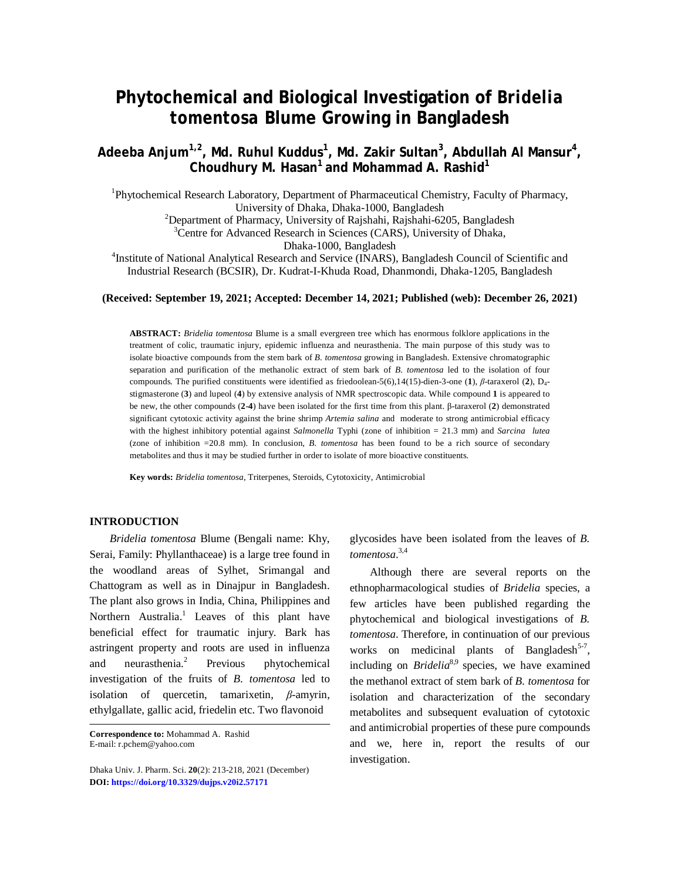# Phytochemical and Biological Investigation of Bridelia tomentosa Blume Growing in Bangladesh

**Adeeba Anjum[1,2], Md. Ruhul Kuddus[1], Md. Zakir Sultan[3], Abdullah Al Mansur[4], Choudhury M. Hasan[1] and Mohammad A. Rashid[1]**

[1]Phytochemical Research Laboratory, Department of Pharmaceutical Chemistry, Faculty of Pharmacy, University of Dhaka, Dhaka-1000, Bangladesh
[2]Department of Pharmacy, University of Rajshahi, Rajshahi-6205, Bangladesh
[3]Centre for Advanced Research in Sciences (CARS), University of Dhaka, Dhaka-1000, Bangladesh
[4]Institute of National Analytical Research and Service (INARS), Bangladesh Council of Scientific and Industrial Research (BCSIR), Dr. Kudrat-I-Khuda Road, Dhanmondi, Dhaka-1205, Bangladesh

**(Received: September 19, 2021; Accepted: December 14, 2021; Published (web): December 26, 2021)**

**ABSTRACT:** *Bridelia tomentosa* Blume is a small evergreen tree which has enormous folklore applications in the treatment of colic, traumatic injury, epidemic influenza and neurasthenia. The main purpose of this study was to isolate bioactive compounds from the stem bark of *B. tomentosa* growing in Bangladesh. Extensive chromatographic separation and purification of the methanolic extract of stem bark of *B. tomentosa* led to the isolation of four compounds. The purified constituents were identified as friedoolean-5(6),14(15)-dien-3-one (**1**), *β*-taraxerol (**2**), $D_4$-stigmasterone (**3**) and lupeol (**4**) by extensive analysis of NMR spectroscopic data. While compound **1** is appeared to be new, the other compounds (**2**-**4**) have been isolated for the first time from this plant. β-taraxerol (**2**) demonstrated significant cytotoxic activity against the brine shrimp *Artemia salina* and moderate to strong antimicrobial efficacy with the highest inhibitory potential against *Salmonella* Typhi (zone of inhibition = 21.3 mm) and *Sarcina lutea* (zone of inhibition =20.8 mm). In conclusion, *B. tomentosa* has been found to be a rich source of secondary metabolites and thus it may be studied further in order to isolate of more bioactive constituents.

**Key words:** *Bridelia tomentosa*, Triterpenes, Steroids, Cytotoxicity, Antimicrobial

## INTRODUCTION

*Bridelia tomentosa* Blume (Bengali name: Khy, Serai, Family: Phyllanthaceae) is a large tree found in the woodland areas of Sylhet, Srimangal and Chattogram as well as in Dinajpur in Bangladesh. The plant also grows in India, China, Philippines and Northern Australia.[1] Leaves of this plant have beneficial effect for traumatic injury. Bark has astringent property and roots are used in influenza and neurasthenia.[2] Previous phytochemical investigation of the fruits of *B. tomentosa* led to isolation of quercetin, tamarixetin, *β*-amyrin, ethylgallate, gallic acid, friedelin etc. Two flavonoid glycosides have been isolated from the leaves of *B. tomentosa*.[3,4]

Although there are several reports on the ethnopharmacological studies of *Bridelia* species, a few articles have been published regarding the phytochemical and biological investigations of *B. tomentosa*. Therefore, in continuation of our previous works on medicinal plants of Bangladesh[5-7], including on *Bridelia*[8,9] species, we have examined the methanol extract of stem bark of *B. tomentosa* for isolation and characterization of the secondary metabolites and subsequent evaluation of cytotoxic and antimicrobial properties of these pure compounds and we, here in, report the results of our investigation.

**Correspondence to:** Mohammad A. Rashid
E-mail: r.pchem@yahoo.com

Dhaka Univ. J. Pharm. Sci. **20**(2): 213-218, 2021 (December)
**DOI: https://doi.org/10.3329/dujps.v20i2.57171**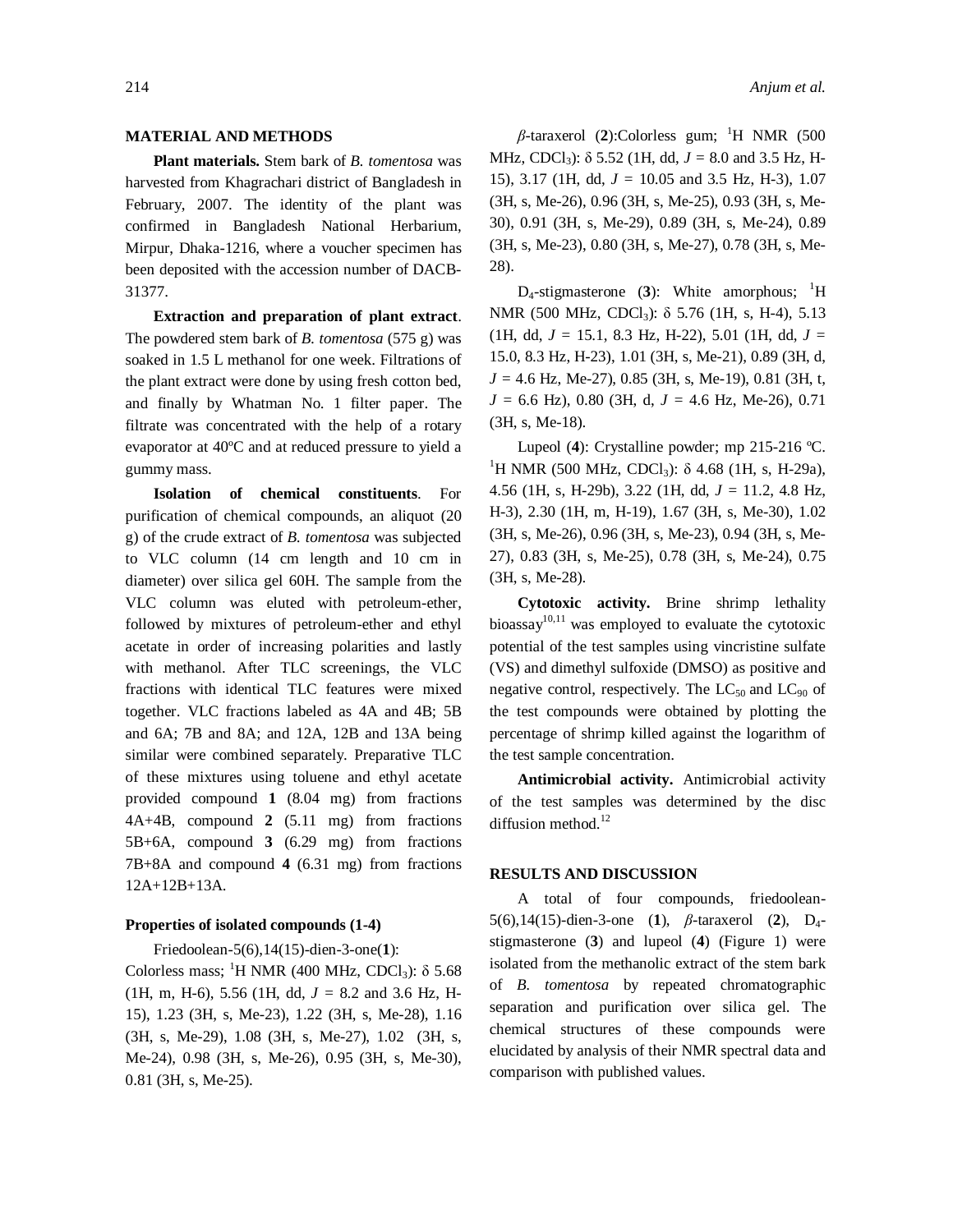## MATERIAL AND METHODS

**Plant materials.** Stem bark of *B. tomentosa* was harvested from Khagrachari district of Bangladesh in February, 2007. The identity of the plant was confirmed in Bangladesh National Herbarium, Mirpur, Dhaka-1216, where a voucher specimen has been deposited with the accession number of DACB-31377.

**Extraction and preparation of plant extract**. The powdered stem bark of *B. tomentosa* (575 g) was soaked in 1.5 L methanol for one week. Filtrations of the plant extract were done by using fresh cotton bed, and finally by Whatman No. 1 filter paper. The filtrate was concentrated with the help of a rotary evaporator at 40ºC and at reduced pressure to yield a gummy mass.

**Isolation of chemical constituents**. For purification of chemical compounds, an aliquot (20 g) of the crude extract of *B. tomentosa* was subjected to VLC column (14 cm length and 10 cm in diameter) over silica gel 60H. The sample from the VLC column was eluted with petroleum-ether, followed by mixtures of petroleum-ether and ethyl acetate in order of increasing polarities and lastly with methanol. After TLC screenings, the VLC fractions with identical TLC features were mixed together. VLC fractions labeled as 4A and 4B; 5B and 6A; 7B and 8A; and 12A, 12B and 13A being similar were combined separately. Preparative TLC of these mixtures using toluene and ethyl acetate provided compound **1** (8.04 mg) from fractions 4A+4B, compound **2** (5.11 mg) from fractions 5B+6A, compound **3** (6.29 mg) from fractions 7B+8A and compound **4** (6.31 mg) from fractions 12A+12B+13A.

### Properties of isolated compounds (1-4)

Friedoolean-5(6),14(15)-dien-3-one(**1**): Colorless mass; $^{1}$H NMR (400 MHz, $CDCl_3$): δ 5.68 (1H, m, H-6), 5.56 (1H, dd, $J$ = 8.2 and 3.6 Hz, H-15), 1.23 (3H, s, Me-23), 1.22 (3H, s, Me-28), 1.16 (3H, s, Me-29), 1.08 (3H, s, Me-27), 1.02 (3H, s, Me-24), 0.98 (3H, s, Me-26), 0.95 (3H, s, Me-30), 0.81 (3H, s, Me-25).

*β*-taraxerol (**2**):Colorless gum; $^{1}$H NMR (500 MHz, $CDCl_3$): δ 5.52 (1H, dd, $J$ = 8.0 and 3.5 Hz, H-15), 3.17 (1H, dd, $J$ = 10.05 and 3.5 Hz, H-3), 1.07 (3H, s, Me-26), 0.96 (3H, s, Me-25), 0.93 (3H, s, Me-30), 0.91 (3H, s, Me-29), 0.89 (3H, s, Me-24), 0.89 (3H, s, Me-23), 0.80 (3H, s, Me-27), 0.78 (3H, s, Me-28).

$D_4$-stigmasterone (**3**): White amorphous; $^{1}$H NMR (500 MHz, $CDCl_3$): δ 5.76 (1H, s, H-4), 5.13 (1H, dd, $J$ = 15.1, 8.3 Hz, H-22), 5.01 (1H, dd, $J$ = 15.0, 8.3 Hz, H-23), 1.01 (3H, s, Me-21), 0.89 (3H, d, $J$ = 4.6 Hz, Me-27), 0.85 (3H, s, Me-19), 0.81 (3H, t, $J$ = 6.6 Hz), 0.80 (3H, d, $J$ = 4.6 Hz, Me-26), 0.71 (3H, s, Me-18).

Lupeol (**4**): Crystalline powder; mp 215-216 ºC. $^{1}$H NMR (500 MHz, $CDCl_3$): δ 4.68 (1H, s, H-29a), 4.56 (1H, s, H-29b), 3.22 (1H, dd, $J$ = 11.2, 4.8 Hz, H-3), 2.30 (1H, m, H-19), 1.67 (3H, s, Me-30), 1.02 (3H, s, Me-26), 0.96 (3H, s, Me-23), 0.94 (3H, s, Me-27), 0.83 (3H, s, Me-25), 0.78 (3H, s, Me-24), 0.75 (3H, s, Me-28).

**Cytotoxic activity.** Brine shrimp lethality bioassay[10,11] was employed to evaluate the cytotoxic potential of the test samples using vincristine sulfate (VS) and dimethyl sulfoxide (DMSO) as positive and negative control, respectively. The $LC_{50}$ and $LC_{90}$ of the test compounds were obtained by plotting the percentage of shrimp killed against the logarithm of the test sample concentration.

**Antimicrobial activity.** Antimicrobial activity of the test samples was determined by the disc diffusion method.[12]

## RESULTS AND DISCUSSION

A total of four compounds, friedoolean-5(6),14(15)-dien-3-one (**1**), *β*-taraxerol (**2**), $D_4$-stigmasterone (**3**) and lupeol (**4**) (Figure 1) were isolated from the methanolic extract of the stem bark of *B. tomentosa* by repeated chromatographic separation and purification over silica gel. The chemical structures of these compounds were elucidated by analysis of their NMR spectral data and comparison with published values.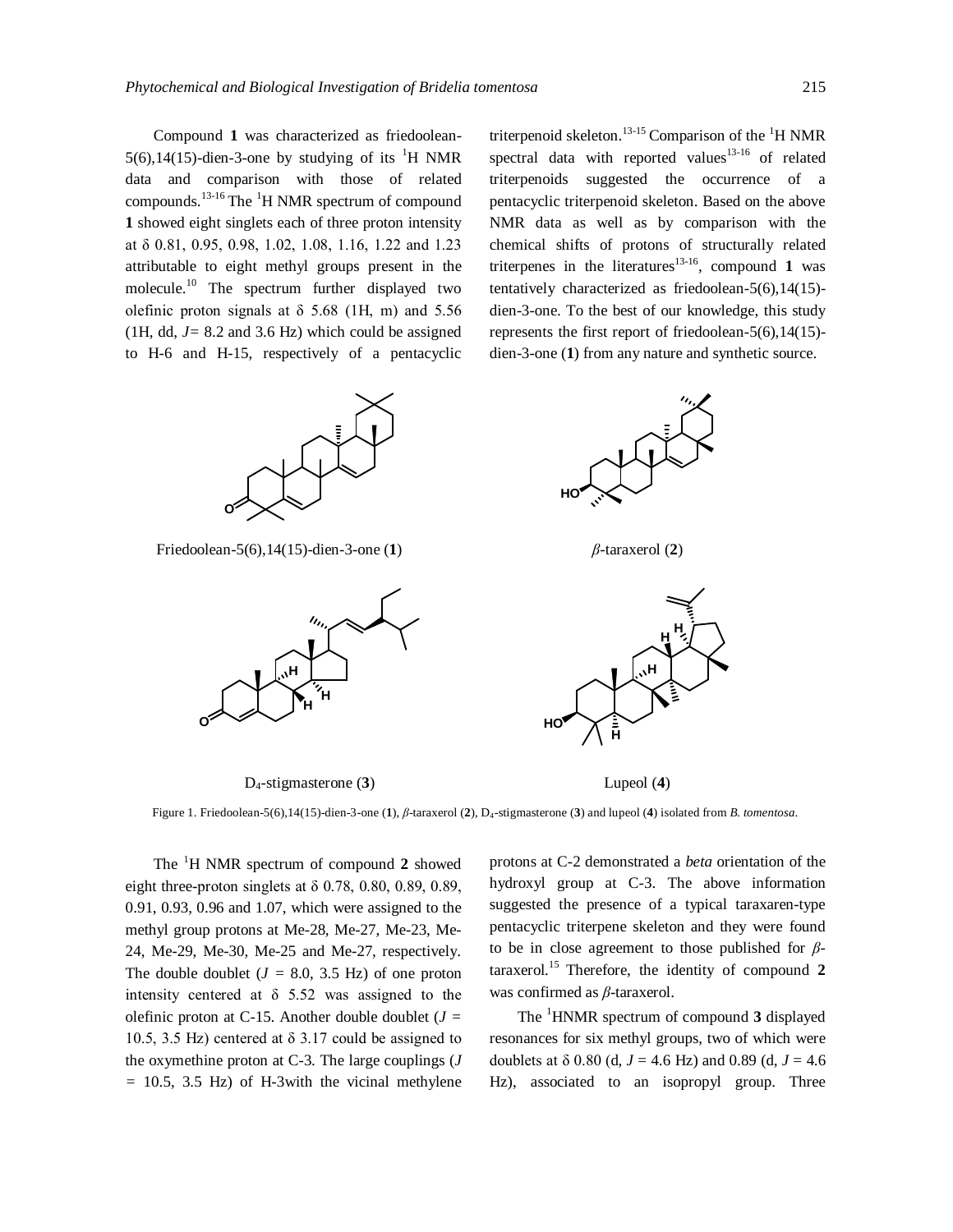Compound **1** was characterized as friedoolean-5(6),14(15)-dien-3-one by studying of its $^1$H NMR data and comparison with those of related compounds.[13-16] The $^1$H NMR spectrum of compound **1** showed eight singlets each of three proton intensity at δ 0.81, 0.95, 0.98, 1.02, 1.08, 1.16, 1.22 and 1.23 attributable to eight methyl groups present in the molecule.[10] The spectrum further displayed two olefinic proton signals at δ 5.68 (1H, m) and 5.56 (1H, dd, *J*= 8.2 and 3.6 Hz) which could be assigned to H-6 and H-15, respectively of a pentacyclic triterpenoid skeleton.[13-15] Comparison of the $^1$H NMR spectral data with reported values[13-16] of related triterpenoids suggested the occurrence of a pentacyclic triterpenoid skeleton. Based on the above NMR data as well as by comparison with the chemical shifts of protons of structurally related triterpenes in the literatures[13-16], compound **1** was tentatively characterized as friedoolean-5(6),14(15)-dien-3-one. To the best of our knowledge, this study represents the first report of friedoolean-5(6),14(15)-dien-3-one (**1**) from any nature and synthetic source.

Friedoolean-5(6),14(15)-dien-3-one (**1**)

*β*-taraxerol (**2**)

$D_4$-stigmasterone (**3**)

Lupeol (**4**)

Figure 1. Friedoolean-5(6),14(15)-dien-3-one (**1**), *β*-taraxerol (**2**), $D_4$-stigmasterone (**3**) and lupeol (**4**) isolated from *B. tomentosa*.

The $^1$H NMR spectrum of compound **2** showed eight three-proton singlets at δ 0.78, 0.80, 0.89, 0.89, 0.91, 0.93, 0.96 and 1.07, which were assigned to the methyl group protons at Me-28, Me-27, Me-23, Me-24, Me-29, Me-30, Me-25 and Me-27, respectively. The double doublet (*J* = 8.0, 3.5 Hz) of one proton intensity centered at δ 5.52 was assigned to the olefinic proton at C-15. Another double doublet (*J* = 10.5, 3.5 Hz) centered at δ 3.17 could be assigned to the oxymethine proton at C-3. The large couplings (*J* = 10.5, 3.5 Hz) of H-3with the vicinal methylene protons at C-2 demonstrated a *beta* orientation of the hydroxyl group at C-3. The above information suggested the presence of a typical taraxaren-type pentacyclic triterpene skeleton and they were found to be in close agreement to those published for *β*-taraxerol.[15] Therefore, the identity of compound **2** was confirmed as *β*-taraxerol.

The $^1$HNMR spectrum of compound **3** displayed resonances for six methyl groups, two of which were doublets at δ 0.80 (d, *J* = 4.6 Hz) and 0.89 (d, *J* = 4.6 Hz), associated to an isopropyl group. Three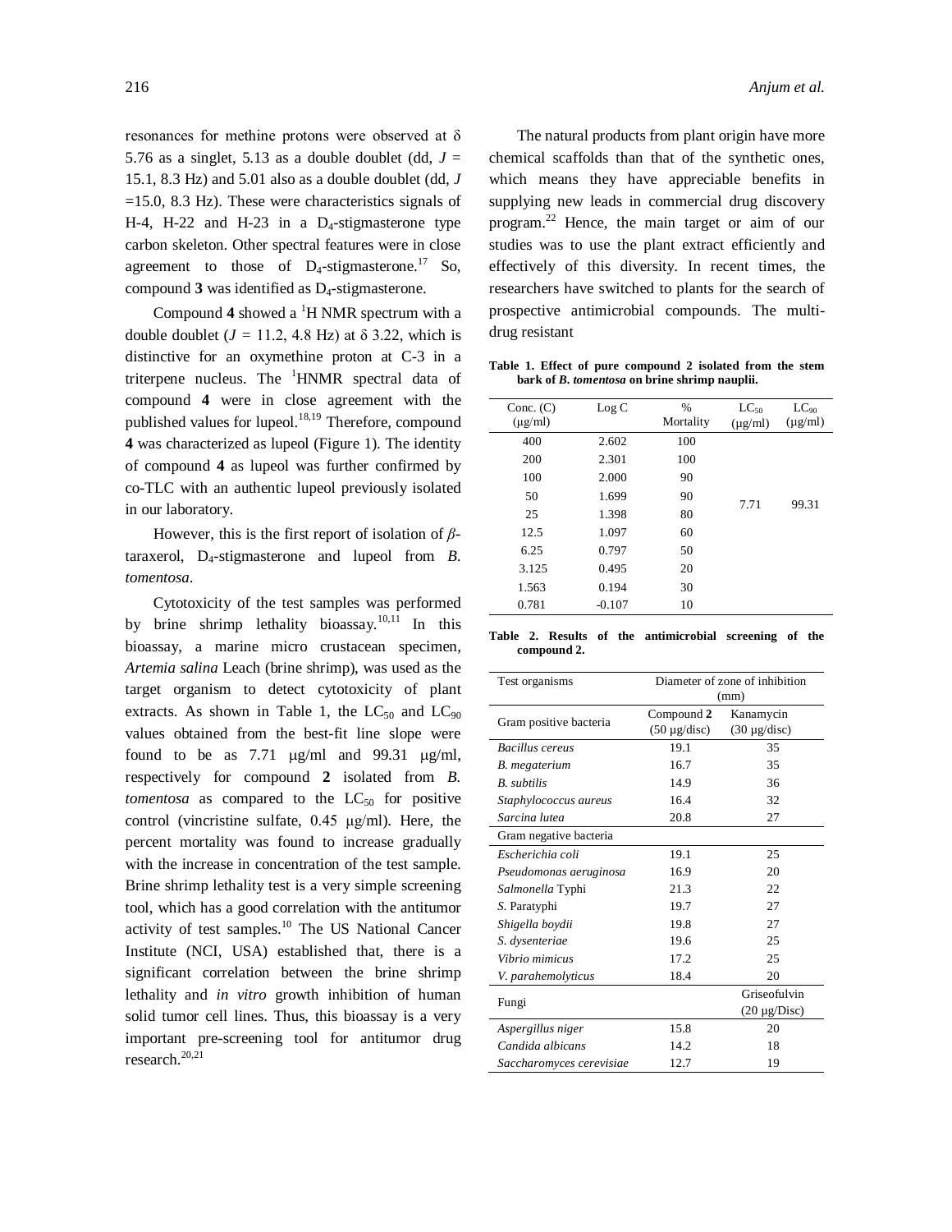resonances for methine protons were observed at δ 5.76 as a singlet, 5.13 as a double doublet (dd, $J$ = 15.1, 8.3 Hz) and 5.01 also as a double doublet (dd, $J$ =15.0, 8.3 Hz). These were characteristics signals of H-4, H-22 and H-23 in a $D_4$-stigmasterone type carbon skeleton. Other spectral features were in close agreement to those of $D_4$-stigmasterone.[17] So, compound **3** was identified as $D_4$-stigmasterone.

Compound **4** showed a $^1$H NMR spectrum with a double doublet ($J$ = 11.2, 4.8 Hz) at δ 3.22, which is distinctive for an oxymethine proton at C-3 in a triterpene nucleus. The $^1$HNMR spectral data of compound **4** were in close agreement with the published values for lupeol.[18,19] Therefore, compound **4** was characterized as lupeol (Figure 1). The identity of compound **4** as lupeol was further confirmed by co-TLC with an authentic lupeol previously isolated in our laboratory.

However, this is the first report of isolation of *β*-taraxerol, $D_4$-stigmasterone and lupeol from *B. tomentosa*.

Cytotoxicity of the test samples was performed by brine shrimp lethality bioassay.[10,11] In this bioassay, a marine micro crustacean specimen, *Artemia salina* Leach (brine shrimp), was used as the target organism to detect cytotoxicity of plant extracts. As shown in Table 1, the $LC_{50}$ and $LC_{90}$ values obtained from the best-fit line slope were found to be as 7.71 μg/ml and 99.31 μg/ml, respectively for compound **2** isolated from *B. tomentosa* as compared to the $LC_{50}$ for positive control (vincristine sulfate, 0.45 μg/ml). Here, the percent mortality was found to increase gradually with the increase in concentration of the test sample. Brine shrimp lethality test is a very simple screening tool, which has a good correlation with the antitumor activity of test samples.[10] The US National Cancer Institute (NCI, USA) established that, there is a significant correlation between the brine shrimp lethality and *in vitro* growth inhibition of human solid tumor cell lines. Thus, this bioassay is a very important pre-screening tool for antitumor drug research.[20,21]

The natural products from plant origin have more chemical scaffolds than that of the synthetic ones, which means they have appreciable benefits in supplying new leads in commercial drug discovery program.[22] Hence, the main target or aim of our studies was to use the plant extract efficiently and effectively of this diversity. In recent times, the researchers have switched to plants for the search of prospective antimicrobial compounds. The multi-drug resistant

**Table 1. Effect of pure compound 2 isolated from the stem bark of *B. tomentosa* on brine shrimp nauplii.**

| Conc. (C) (μg/ml) | Log C | % Mortality | $LC_{50}$ (μg/ml) | $LC_{90}$ (μg/ml) |
|---|---|---|---|---|
| 400 | 2.602 | 100 | 7.71 | 99.31 |
| 200 | 2.301 | 100 | | |
| 100 | 2.000 | 90 | | |
| 50 | 1.699 | 90 | | |
| 25 | 1.398 | 80 | | |
| 12.5 | 1.097 | 60 | | |
| 6.25 | 0.797 | 50 | | |
| 3.125 | 0.495 | 20 | | |
| 1.563 | 0.194 | 30 | | |
| 0.781 | -0.107 | 10 | | |

**Table 2. Results of the antimicrobial screening of the compound 2.**

| Test organisms | Diameter of zone of inhibition (mm) | |
|---|---|---|
| Gram positive bacteria | Compound **2** (50 μg/disc) | Kanamycin (30 μg/disc) |
| *Bacillus cereus* | 19.1 | 35 |
| *B. megaterium* | 16.7 | 35 |
| *B. subtilis* | 14.9 | 36 |
| *Staphylococcus aureus* | 16.4 | 32 |
| *Sarcina lutea* | 20.8 | 27 |
| Gram negative bacteria | | |
| *Escherichia coli* | 19.1 | 25 |
| *Pseudomonas aeruginosa* | 16.9 | 20 |
| *Salmonella* Typhi | 21.3 | 22 |
| *S.* Paratyphi | 19.7 | 27 |
| *Shigella boydii* | 19.8 | 27 |
| *S. dysenteriae* | 19.6 | 25 |
| *Vibrio mimicus* | 17.2 | 25 |
| *V. parahemolyticus* | 18.4 | 20 |
| Fungi | | Griseofulvin (20 μg/Disc) |
| *Aspergillus niger* | 15.8 | 20 |
| *Candida albicans* | 14.2 | 18 |
| *Saccharomyces cerevisiae* | 12.7 | 19 |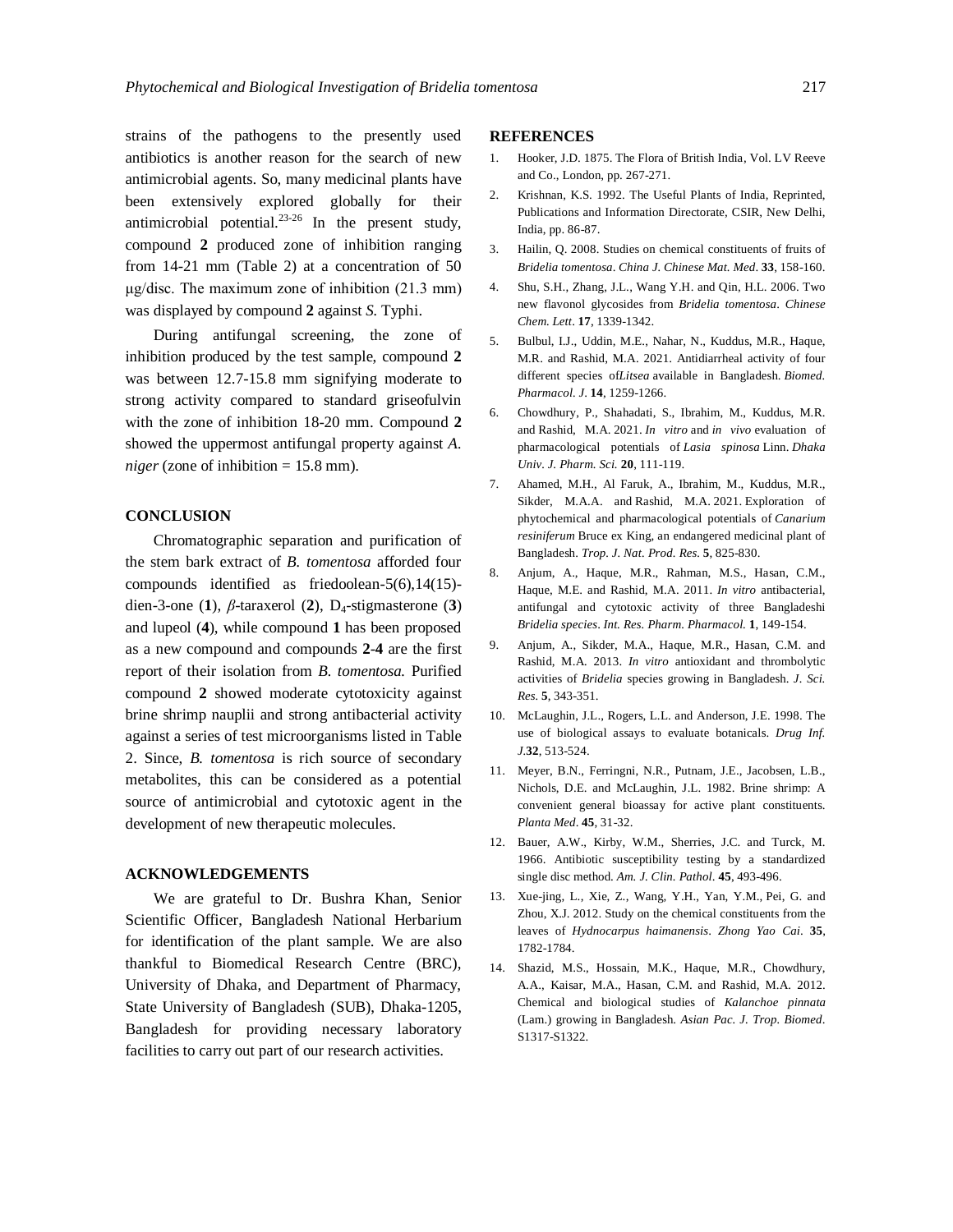strains of the pathogens to the presently used antibiotics is another reason for the search of new antimicrobial agents. So, many medicinal plants have been extensively explored globally for their antimicrobial potential.[23-26] In the present study, compound **2** produced zone of inhibition ranging from 14-21 mm (Table 2) at a concentration of 50 μg/disc. The maximum zone of inhibition (21.3 mm) was displayed by compound **2** against *S.* Typhi.

During antifungal screening, the zone of inhibition produced by the test sample, compound **2** was between 12.7-15.8 mm signifying moderate to strong activity compared to standard griseofulvin with the zone of inhibition 18-20 mm. Compound **2** showed the uppermost antifungal property against *A. niger* (zone of inhibition = 15.8 mm).

## CONCLUSION

Chromatographic separation and purification of the stem bark extract of *B. tomentosa* afforded four compounds identified as friedoolean-5(6),14(15)-dien-3-one (**1**), *β*-taraxerol (**2**), $D_4$-stigmasterone (**3**) and lupeol (**4**), while compound **1** has been proposed as a new compound and compounds **2-4** are the first report of their isolation from *B. tomentosa.* Purified compound **2** showed moderate cytotoxicity against brine shrimp nauplii and strong antibacterial activity against a series of test microorganisms listed in Table 2. Since, *B. tomentosa* is rich source of secondary metabolites, this can be considered as a potential source of antimicrobial and cytotoxic agent in the development of new therapeutic molecules.

## ACKNOWLEDGEMENTS

We are grateful to Dr. Bushra Khan, Senior Scientific Officer, Bangladesh National Herbarium for identification of the plant sample. We are also thankful to Biomedical Research Centre (BRC), University of Dhaka, and Department of Pharmacy, State University of Bangladesh (SUB), Dhaka-1205, Bangladesh for providing necessary laboratory facilities to carry out part of our research activities.

## REFERENCES

1. Hooker, J.D. 1875. The Flora of British India, Vol. LV Reeve and Co., London, pp. 267-271.
2. Krishnan, K.S. 1992. The Useful Plants of India, Reprinted, Publications and Information Directorate, CSIR, New Delhi, India, pp. 86-87.
3. Hailin, Q. 2008. Studies on chemical constituents of fruits of *Bridelia tomentosa*. *China J. Chinese Mat. Med*. **33**, 158-160.
4. Shu, S.H., Zhang, J.L., Wang Y.H. and Qin, H.L. 2006. Two new flavonol glycosides from *Bridelia tomentosa*. *Chinese Chem. Lett*. **17**, 1339-1342.
5. Bulbul, I.J., Uddin, M.E., Nahar, N., Kuddus, M.R., Haque, M.R. and Rashid, M.A. 2021. Antidiarrheal activity of four different species of*Litsea* available in Bangladesh. *Biomed. Pharmacol. J*. **14**, 1259-1266.
6. Chowdhury, P., Shahadati, S., Ibrahim, M., Kuddus, M.R. and Rashid, M.A. 2021. *In vitro* and *in vivo* evaluation of pharmacological potentials of *Lasia spinosa* Linn. *Dhaka Univ. J. Pharm. Sci.* **20**, 111-119.
7. Ahamed, M.H., Al Faruk, A., Ibrahim, M., Kuddus, M.R., Sikder, M.A.A. and Rashid, M.A. 2021. Exploration of phytochemical and pharmacological potentials of *Canarium resiniferum* Bruce ex King, an endangered medicinal plant of Bangladesh. *Trop. J. Nat. Prod. Res*. **5**, 825-830.
8. Anjum, A., Haque, M.R., Rahman, M.S., Hasan, C.M., Haque, M.E. and Rashid, M.A. 2011. *In vitro* antibacterial, antifungal and cytotoxic activity of three Bangladeshi *Bridelia species*. *Int. Res. Pharm. Pharmacol.* **1**, 149-154.
9. Anjum, A., Sikder, M.A., Haque, M.R., Hasan, C.M. and Rashid, M.A. 2013. *In vitro* antioxidant and thrombolytic activities of *Bridelia* species growing in Bangladesh. *J. Sci. Res*. **5**, 343-351.
10. McLaughin, J.L., Rogers, L.L. and Anderson, J.E. 1998. The use of biological assays to evaluate botanicals. *Drug Inf. J.***32**, 513-524.
11. Meyer, B.N., Ferringni, N.R., Putnam, J.E., Jacobsen, L.B., Nichols, D.E. and McLaughin, J.L. 1982. Brine shrimp: A convenient general bioassay for active plant constituents. *Planta Med*. **45**, 31-32.
12. Bauer, A.W., Kirby, W.M., Sherries, J.C. and Turck, M. 1966. Antibiotic susceptibility testing by a standardized single disc method. *Am. J. Clin. Pathol*. **45**, 493-496.
13. Xue-jing, L., Xie, Z., Wang, Y.H., Yan, Y.M., Pei, G. and Zhou, X.J. 2012. Study on the chemical constituents from the leaves of *Hydnocarpus haimanensis*. *Zhong Yao Cai*. **35**, 1782-1784.
14. Shazid, M.S., Hossain, M.K., Haque, M.R., Chowdhury, A.A., Kaisar, M.A., Hasan, C.M. and Rashid, M.A. 2012. Chemical and biological studies of *Kalanchoe pinnata* (Lam.) growing in Bangladesh. *Asian Pac. J. Trop. Biomed*. S1317-S1322.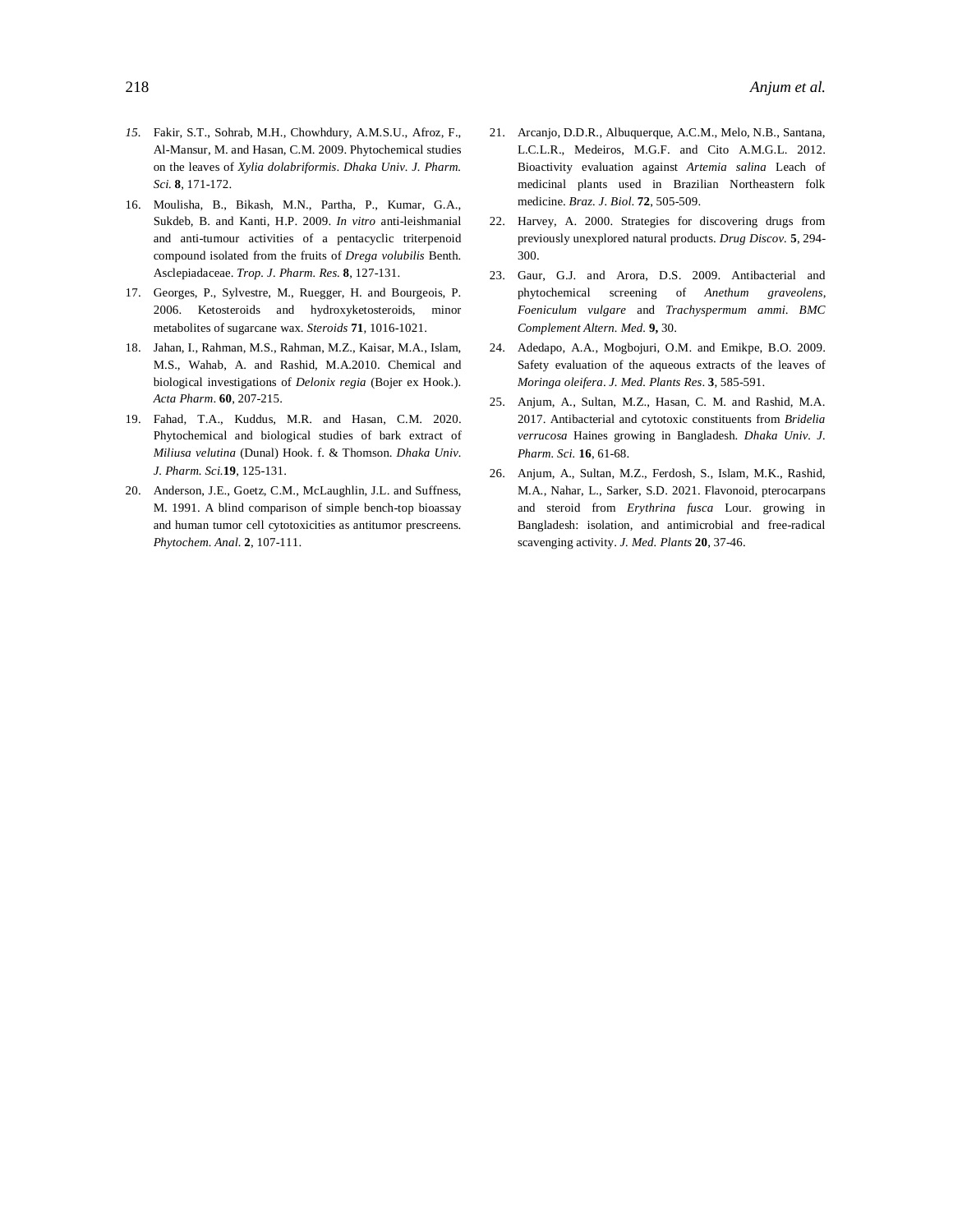15. Fakir, S.T., Sohrab, M.H., Chowhdury, A.M.S.U., Afroz, F., Al-Mansur, M. and Hasan, C.M. 2009. Phytochemical studies on the leaves of *Xylia dolabriformis*. *Dhaka Univ. J. Pharm. Sci.* **8**, 171-172.
16. Moulisha, B., Bikash, M.N., Partha, P., Kumar, G.A., Sukdeb, B. and Kanti, H.P. 2009. *In vitro* anti-leishmanial and anti-tumour activities of a pentacyclic triterpenoid compound isolated from the fruits of *Drega volubilis* Benth. Asclepiadaceae. *Trop. J. Pharm. Res.* **8**, 127-131.
17. Georges, P., Sylvestre, M., Ruegger, H. and Bourgeois, P. 2006. Ketosteroids and hydroxyketosteroids, minor metabolites of sugarcane wax. *Steroids* **71**, 1016-1021.
18. Jahan, I., Rahman, M.S., Rahman, M.Z., Kaisar, M.A., Islam, M.S., Wahab, A. and Rashid, M.A.2010. Chemical and biological investigations of *Delonix regia* (Bojer ex Hook.). *Acta Pharm*. **60**, 207-215.
19. Fahad, T.A., Kuddus, M.R. and Hasan, C.M. 2020. Phytochemical and biological studies of bark extract of *Miliusa velutina* (Dunal) Hook. f. & Thomson. *Dhaka Univ. J. Pharm. Sci.***19**, 125-131.
20. Anderson, J.E., Goetz, C.M., McLaughlin, J.L. and Suffness, M. 1991. A blind comparison of simple bench-top bioassay and human tumor cell cytotoxicities as antitumor prescreens. *Phytochem. Anal.* **2**, 107-111.
21. Arcanjo, D.D.R., Albuquerque, A.C.M., Melo, N.B., Santana, L.C.L.R., Medeiros, M.G.F. and Cito A.M.G.L. 2012. Bioactivity evaluation against *Artemia salina* Leach of medicinal plants used in Brazilian Northeastern folk medicine. *Braz. J. Biol.* **72**, 505-509.
22. Harvey, A. 2000. Strategies for discovering drugs from previously unexplored natural products. *Drug Discov*. **5**, 294-300.
23. Gaur, G.J. and Arora, D.S. 2009. Antibacterial and phytochemical screening of *Anethum graveolens*, *Foeniculum vulgare* and *Trachyspermum ammi*. *BMC Complement Altern. Med.* **9,** 30.
24. Adedapo, A.A., Mogbojuri, O.M. and Emikpe, B.O. 2009. Safety evaluation of the aqueous extracts of the leaves of *Moringa oleifera*. *J. Med. Plants Res*. **3**, 585-591.
25. Anjum, A., Sultan, M.Z., Hasan, C. M. and Rashid, M.A. 2017. Antibacterial and cytotoxic constituents from *Bridelia verrucosa* Haines growing in Bangladesh. *Dhaka Univ. J. Pharm. Sci.* **16**, 61-68.
26. Anjum, A., Sultan, M.Z., Ferdosh, S., Islam, M.K., Rashid, M.A., Nahar, L., Sarker, S.D. 2021. Flavonoid, pterocarpans and steroid from *Erythrina fusca* Lour. growing in Bangladesh: isolation, and antimicrobial and free-radical scavenging activity. *J. Med. Plants* **20**, 37-46.